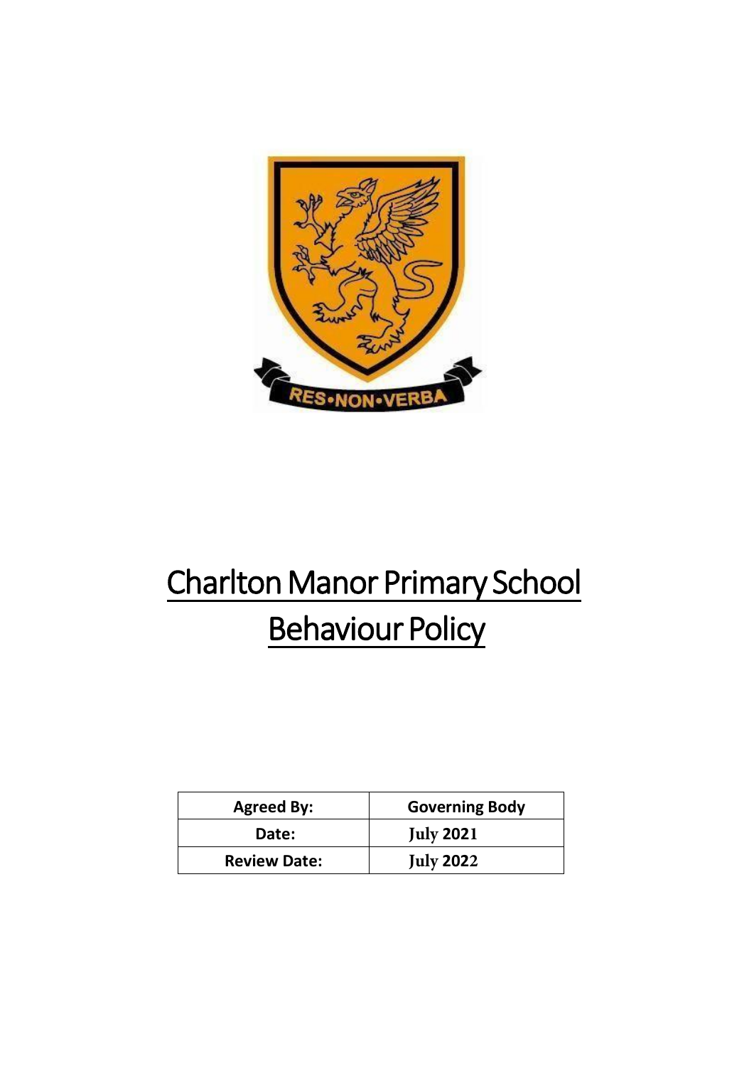# Charlton Manor Primary School Behaviour Policy

| Agreed By: | Governing Body |
|---|---|
| Date: | July 2021 |
| Review Date: | July 2022 |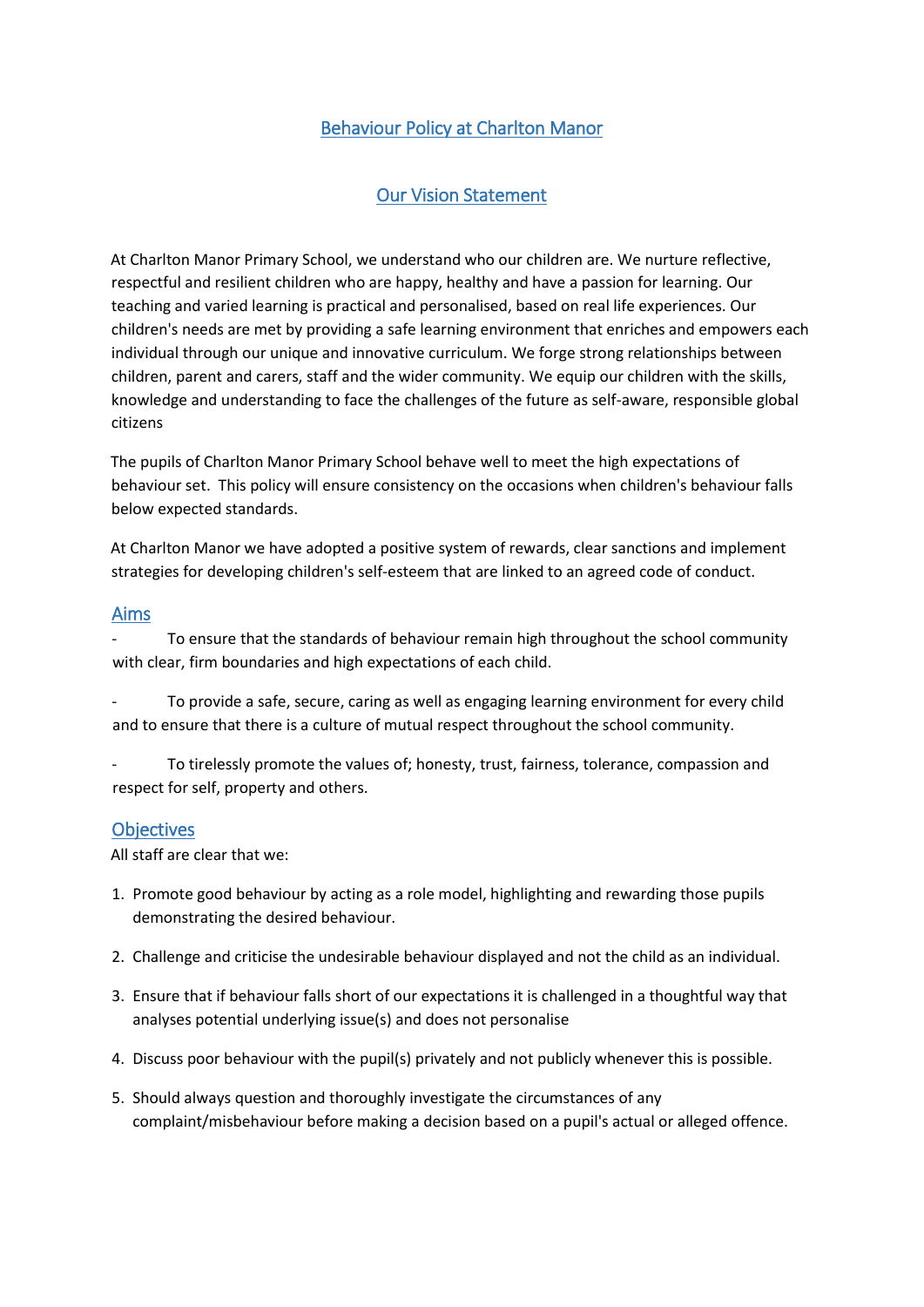# Behaviour Policy at Charlton Manor

## Our Vision Statement

At Charlton Manor Primary School, we understand who our children are. We nurture reflective, respectful and resilient children who are happy, healthy and have a passion for learning. Our teaching and varied learning is practical and personalised, based on real life experiences. Our children's needs are met by providing a safe learning environment that enriches and empowers each individual through our unique and innovative curriculum. We forge strong relationships between children, parent and carers, staff and the wider community. We equip our children with the skills, knowledge and understanding to face the challenges of the future as self-aware, responsible global citizens

The pupils of Charlton Manor Primary School behave well to meet the high expectations of behaviour set. This policy will ensure consistency on the occasions when children's behaviour falls below expected standards.

At Charlton Manor we have adopted a positive system of rewards, clear sanctions and implement strategies for developing children's self-esteem that are linked to an agreed code of conduct.

## Aims

- To ensure that the standards of behaviour remain high throughout the school community with clear, firm boundaries and high expectations of each child.

- To provide a safe, secure, caring as well as engaging learning environment for every child and to ensure that there is a culture of mutual respect throughout the school community.

- To tirelessly promote the values of; honesty, trust, fairness, tolerance, compassion and respect for self, property and others.

## Objectives

All staff are clear that we:

1. Promote good behaviour by acting as a role model, highlighting and rewarding those pupils demonstrating the desired behaviour.
2. Challenge and criticise the undesirable behaviour displayed and not the child as an individual.
3. Ensure that if behaviour falls short of our expectations it is challenged in a thoughtful way that analyses potential underlying issue(s) and does not personalise
4. Discuss poor behaviour with the pupil(s) privately and not publicly whenever this is possible.
5. Should always question and thoroughly investigate the circumstances of any complaint/misbehaviour before making a decision based on a pupil's actual or alleged offence.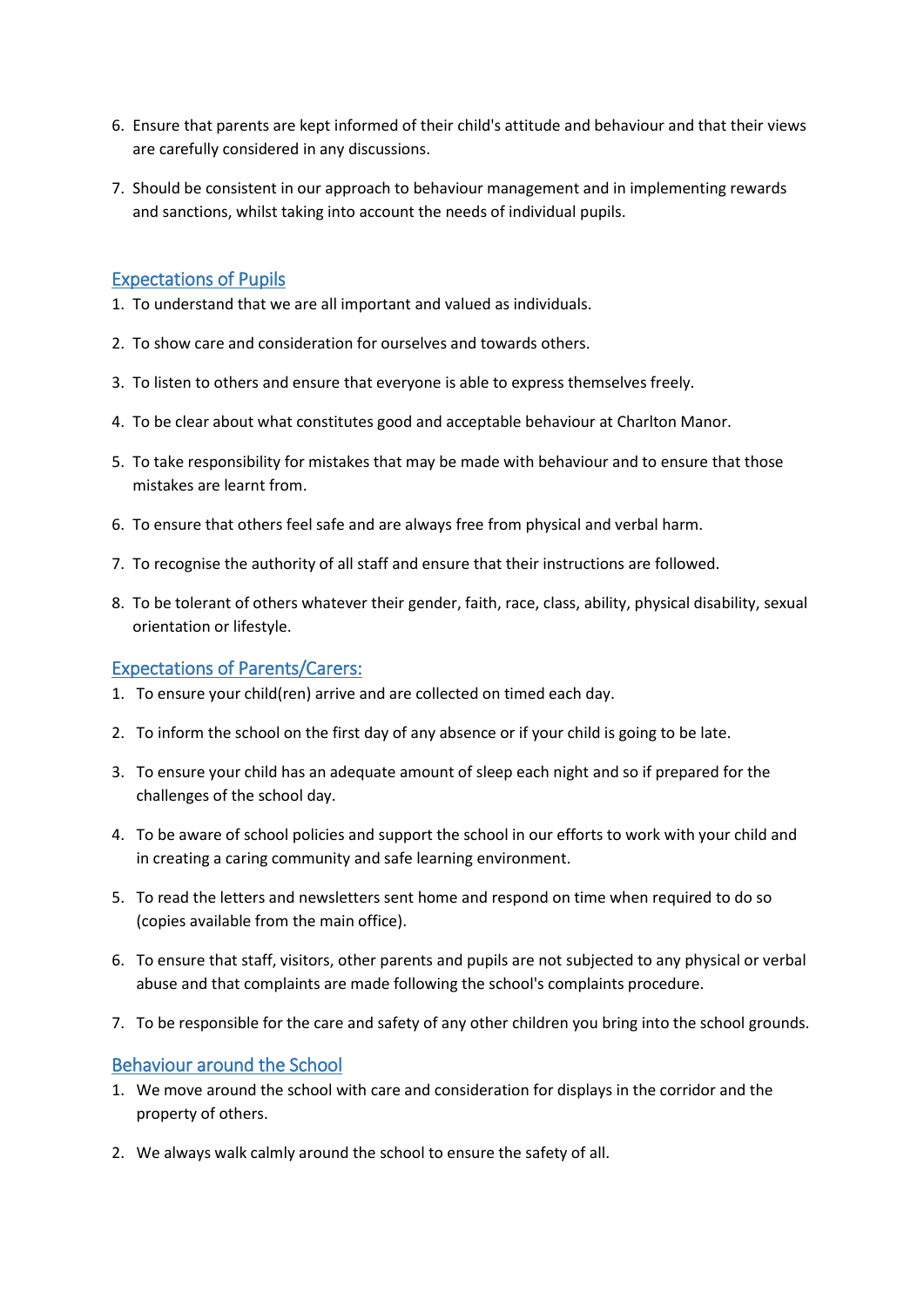6. Ensure that parents are kept informed of their child's attitude and behaviour and that their views are carefully considered in any discussions.

7. Should be consistent in our approach to behaviour management and in implementing rewards and sanctions, whilst taking into account the needs of individual pupils.

## Expectations of Pupils

1. To understand that we are all important and valued as individuals.

2. To show care and consideration for ourselves and towards others.

3. To listen to others and ensure that everyone is able to express themselves freely.

4. To be clear about what constitutes good and acceptable behaviour at Charlton Manor.

5. To take responsibility for mistakes that may be made with behaviour and to ensure that those mistakes are learnt from.

6. To ensure that others feel safe and are always free from physical and verbal harm.

7. To recognise the authority of all staff and ensure that their instructions are followed.

8. To be tolerant of others whatever their gender, faith, race, class, ability, physical disability, sexual orientation or lifestyle.

## Expectations of Parents/Carers:

1. To ensure your child(ren) arrive and are collected on timed each day.

2. To inform the school on the first day of any absence or if your child is going to be late.

3. To ensure your child has an adequate amount of sleep each night and so if prepared for the challenges of the school day.

4. To be aware of school policies and support the school in our efforts to work with your child and in creating a caring community and safe learning environment.

5. To read the letters and newsletters sent home and respond on time when required to do so (copies available from the main office).

6. To ensure that staff, visitors, other parents and pupils are not subjected to any physical or verbal abuse and that complaints are made following the school's complaints procedure.

7. To be responsible for the care and safety of any other children you bring into the school grounds.

## Behaviour around the School

1. We move around the school with care and consideration for displays in the corridor and the property of others.

2. We always walk calmly around the school to ensure the safety of all.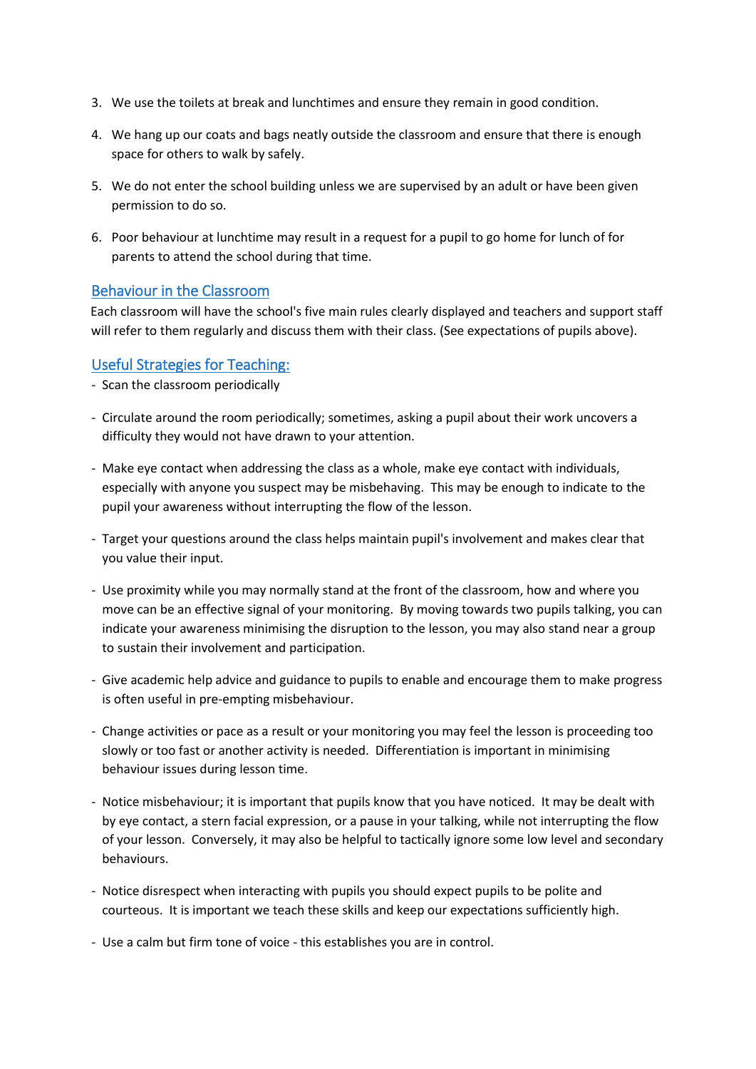3. We use the toilets at break and lunchtimes and ensure they remain in good condition.
4. We hang up our coats and bags neatly outside the classroom and ensure that there is enough space for others to walk by safely.
5. We do not enter the school building unless we are supervised by an adult or have been given permission to do so.
6. Poor behaviour at lunchtime may result in a request for a pupil to go home for lunch of for parents to attend the school during that time.

## Behaviour in the Classroom

Each classroom will have the school's five main rules clearly displayed and teachers and support staff will refer to them regularly and discuss them with their class. (See expectations of pupils above).

## Useful Strategies for Teaching:

- Scan the classroom periodically
- Circulate around the room periodically; sometimes, asking a pupil about their work uncovers a difficulty they would not have drawn to your attention.
- Make eye contact when addressing the class as a whole, make eye contact with individuals, especially with anyone you suspect may be misbehaving. This may be enough to indicate to the pupil your awareness without interrupting the flow of the lesson.
- Target your questions around the class helps maintain pupil's involvement and makes clear that you value their input.
- Use proximity while you may normally stand at the front of the classroom, how and where you move can be an effective signal of your monitoring. By moving towards two pupils talking, you can indicate your awareness minimising the disruption to the lesson, you may also stand near a group to sustain their involvement and participation.
- Give academic help advice and guidance to pupils to enable and encourage them to make progress is often useful in pre-empting misbehaviour.
- Change activities or pace as a result or your monitoring you may feel the lesson is proceeding too slowly or too fast or another activity is needed. Differentiation is important in minimising behaviour issues during lesson time.
- Notice misbehaviour; it is important that pupils know that you have noticed. It may be dealt with by eye contact, a stern facial expression, or a pause in your talking, while not interrupting the flow of your lesson. Conversely, it may also be helpful to tactically ignore some low level and secondary behaviours.
- Notice disrespect when interacting with pupils you should expect pupils to be polite and courteous. It is important we teach these skills and keep our expectations sufficiently high.
- Use a calm but firm tone of voice - this establishes you are in control.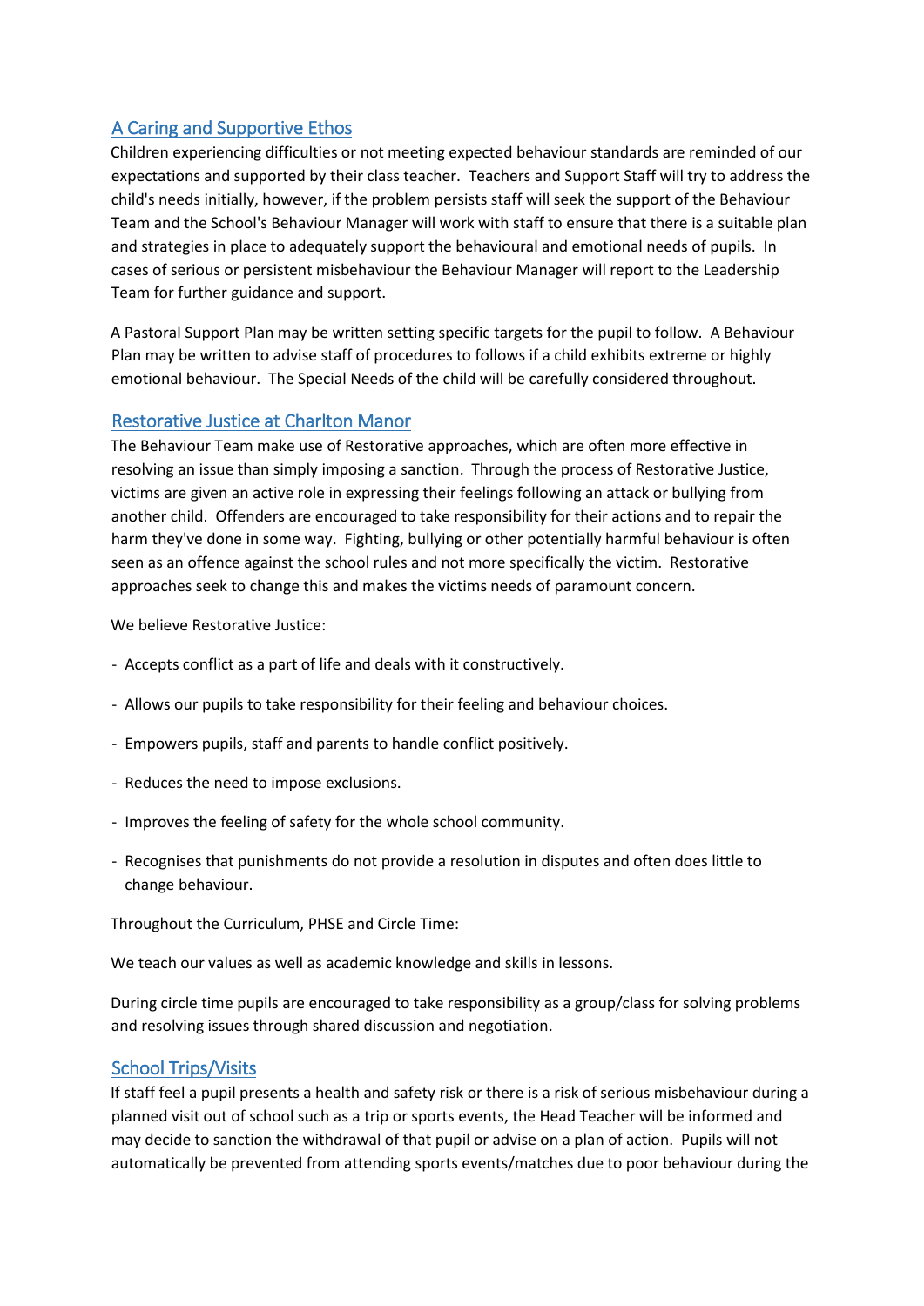## A Caring and Supportive Ethos

Children experiencing difficulties or not meeting expected behaviour standards are reminded of our expectations and supported by their class teacher. Teachers and Support Staff will try to address the child's needs initially, however, if the problem persists staff will seek the support of the Behaviour Team and the School's Behaviour Manager will work with staff to ensure that there is a suitable plan and strategies in place to adequately support the behavioural and emotional needs of pupils. In cases of serious or persistent misbehaviour the Behaviour Manager will report to the Leadership Team for further guidance and support.

A Pastoral Support Plan may be written setting specific targets for the pupil to follow. A Behaviour Plan may be written to advise staff of procedures to follows if a child exhibits extreme or highly emotional behaviour. The Special Needs of the child will be carefully considered throughout.

## Restorative Justice at Charlton Manor

The Behaviour Team make use of Restorative approaches, which are often more effective in resolving an issue than simply imposing a sanction. Through the process of Restorative Justice, victims are given an active role in expressing their feelings following an attack or bullying from another child. Offenders are encouraged to take responsibility for their actions and to repair the harm they've done in some way. Fighting, bullying or other potentially harmful behaviour is often seen as an offence against the school rules and not more specifically the victim. Restorative approaches seek to change this and makes the victims needs of paramount concern.

We believe Restorative Justice:

- Accepts conflict as a part of life and deals with it constructively.
- Allows our pupils to take responsibility for their feeling and behaviour choices.
- Empowers pupils, staff and parents to handle conflict positively.
- Reduces the need to impose exclusions.
- Improves the feeling of safety for the whole school community.
- Recognises that punishments do not provide a resolution in disputes and often does little to change behaviour.

Throughout the Curriculum, PHSE and Circle Time:

We teach our values as well as academic knowledge and skills in lessons.

During circle time pupils are encouraged to take responsibility as a group/class for solving problems and resolving issues through shared discussion and negotiation.

## School Trips/Visits

If staff feel a pupil presents a health and safety risk or there is a risk of serious misbehaviour during a planned visit out of school such as a trip or sports events, the Head Teacher will be informed and may decide to sanction the withdrawal of that pupil or advise on a plan of action. Pupils will not automatically be prevented from attending sports events/matches due to poor behaviour during the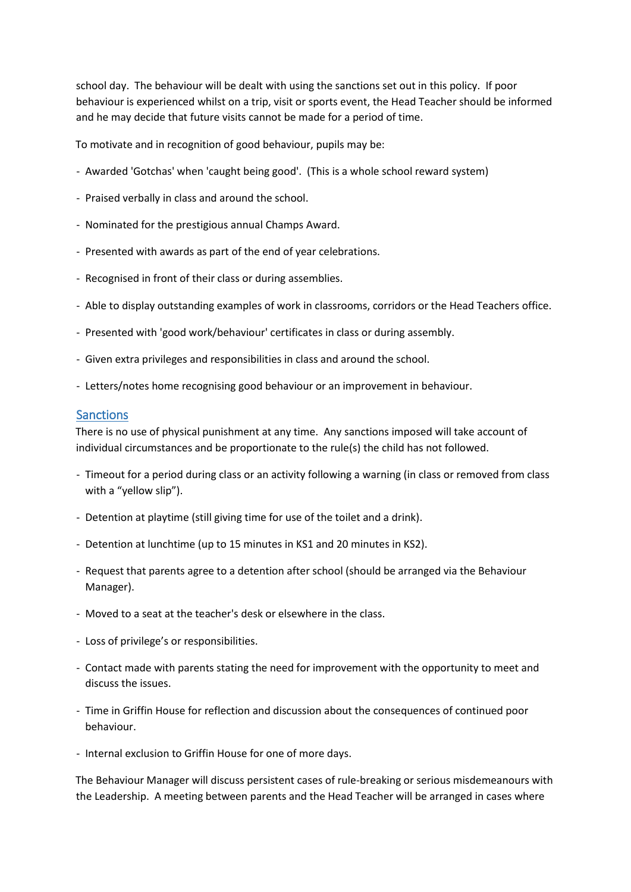school day. The behaviour will be dealt with using the sanctions set out in this policy. If poor behaviour is experienced whilst on a trip, visit or sports event, the Head Teacher should be informed and he may decide that future visits cannot be made for a period of time.

To motivate and in recognition of good behaviour, pupils may be:

- Awarded 'Gotchas' when 'caught being good'. (This is a whole school reward system)
- Praised verbally in class and around the school.
- Nominated for the prestigious annual Champs Award.
- Presented with awards as part of the end of year celebrations.
- Recognised in front of their class or during assemblies.
- Able to display outstanding examples of work in classrooms, corridors or the Head Teachers office.
- Presented with 'good work/behaviour' certificates in class or during assembly.
- Given extra privileges and responsibilities in class and around the school.
- Letters/notes home recognising good behaviour or an improvement in behaviour.

## Sanctions

There is no use of physical punishment at any time. Any sanctions imposed will take account of individual circumstances and be proportionate to the rule(s) the child has not followed.

- Timeout for a period during class or an activity following a warning (in class or removed from class with a "yellow slip").
- Detention at playtime (still giving time for use of the toilet and a drink).
- Detention at lunchtime (up to 15 minutes in KS1 and 20 minutes in KS2).
- Request that parents agree to a detention after school (should be arranged via the Behaviour Manager).
- Moved to a seat at the teacher's desk or elsewhere in the class.
- Loss of privilege's or responsibilities.
- Contact made with parents stating the need for improvement with the opportunity to meet and discuss the issues.
- Time in Griffin House for reflection and discussion about the consequences of continued poor behaviour.
- Internal exclusion to Griffin House for one of more days.

The Behaviour Manager will discuss persistent cases of rule-breaking or serious misdemeanours with the Leadership. A meeting between parents and the Head Teacher will be arranged in cases where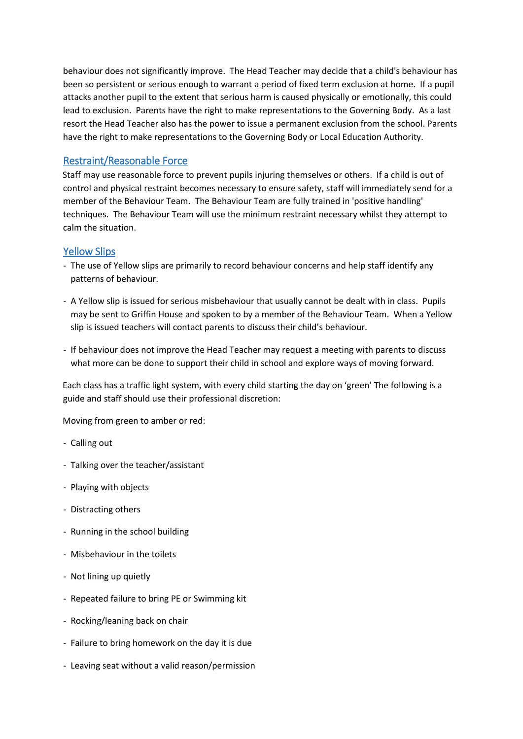behaviour does not significantly improve. The Head Teacher may decide that a child's behaviour has been so persistent or serious enough to warrant a period of fixed term exclusion at home. If a pupil attacks another pupil to the extent that serious harm is caused physically or emotionally, this could lead to exclusion. Parents have the right to make representations to the Governing Body. As a last resort the Head Teacher also has the power to issue a permanent exclusion from the school. Parents have the right to make representations to the Governing Body or Local Education Authority.

## Restraint/Reasonable Force

Staff may use reasonable force to prevent pupils injuring themselves or others. If a child is out of control and physical restraint becomes necessary to ensure safety, staff will immediately send for a member of the Behaviour Team. The Behaviour Team are fully trained in 'positive handling' techniques. The Behaviour Team will use the minimum restraint necessary whilst they attempt to calm the situation.

## Yellow Slips

- The use of Yellow slips are primarily to record behaviour concerns and help staff identify any patterns of behaviour.
- A Yellow slip is issued for serious misbehaviour that usually cannot be dealt with in class. Pupils may be sent to Griffin House and spoken to by a member of the Behaviour Team. When a Yellow slip is issued teachers will contact parents to discuss their child's behaviour.
- If behaviour does not improve the Head Teacher may request a meeting with parents to discuss what more can be done to support their child in school and explore ways of moving forward.

Each class has a traffic light system, with every child starting the day on 'green' The following is a guide and staff should use their professional discretion:

Moving from green to amber or red:

- Calling out
- Talking over the teacher/assistant
- Playing with objects
- Distracting others
- Running in the school building
- Misbehaviour in the toilets
- Not lining up quietly
- Repeated failure to bring PE or Swimming kit
- Rocking/leaning back on chair
- Failure to bring homework on the day it is due
- Leaving seat without a valid reason/permission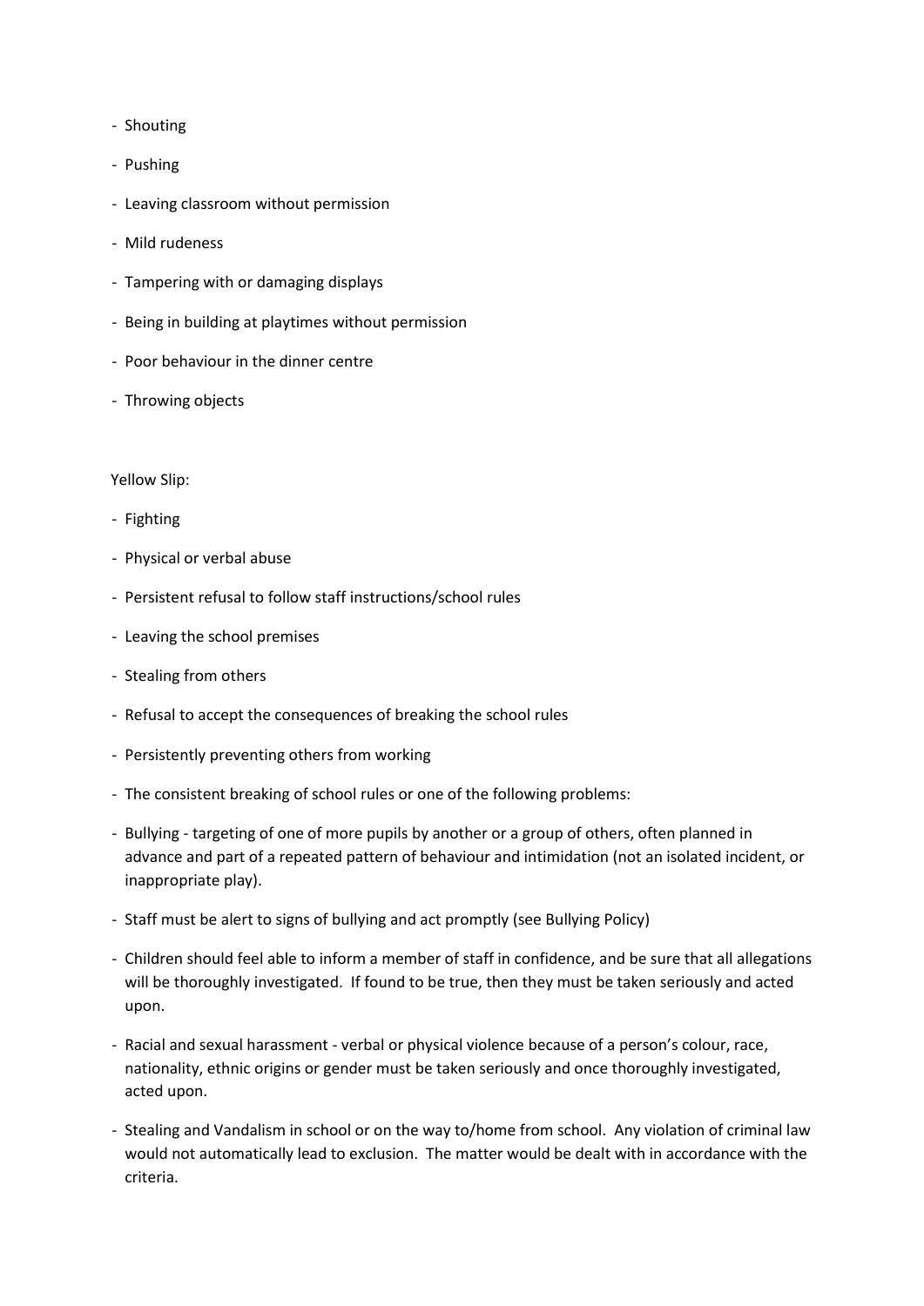- Shouting
- Pushing
- Leaving classroom without permission
- Mild rudeness
- Tampering with or damaging displays
- Being in building at playtimes without permission
- Poor behaviour in the dinner centre
- Throwing objects

Yellow Slip:

- Fighting
- Physical or verbal abuse
- Persistent refusal to follow staff instructions/school rules
- Leaving the school premises
- Stealing from others
- Refusal to accept the consequences of breaking the school rules
- Persistently preventing others from working
- The consistent breaking of school rules or one of the following problems:
- Bullying - targeting of one of more pupils by another or a group of others, often planned in advance and part of a repeated pattern of behaviour and intimidation (not an isolated incident, or inappropriate play).
- Staff must be alert to signs of bullying and act promptly (see Bullying Policy)
- Children should feel able to inform a member of staff in confidence, and be sure that all allegations will be thoroughly investigated. If found to be true, then they must be taken seriously and acted upon.
- Racial and sexual harassment - verbal or physical violence because of a person's colour, race, nationality, ethnic origins or gender must be taken seriously and once thoroughly investigated, acted upon.
- Stealing and Vandalism in school or on the way to/home from school. Any violation of criminal law would not automatically lead to exclusion. The matter would be dealt with in accordance with the criteria.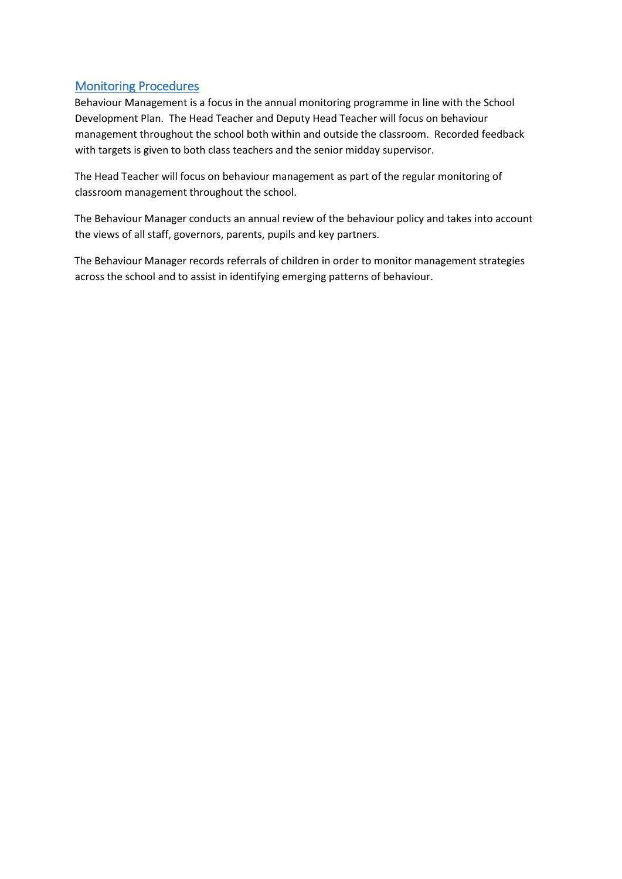## Monitoring Procedures

Behaviour Management is a focus in the annual monitoring programme in line with the School Development Plan. The Head Teacher and Deputy Head Teacher will focus on behaviour management throughout the school both within and outside the classroom. Recorded feedback with targets is given to both class teachers and the senior midday supervisor.

The Head Teacher will focus on behaviour management as part of the regular monitoring of classroom management throughout the school.

The Behaviour Manager conducts an annual review of the behaviour policy and takes into account the views of all staff, governors, parents, pupils and key partners.

The Behaviour Manager records referrals of children in order to monitor management strategies across the school and to assist in identifying emerging patterns of behaviour.